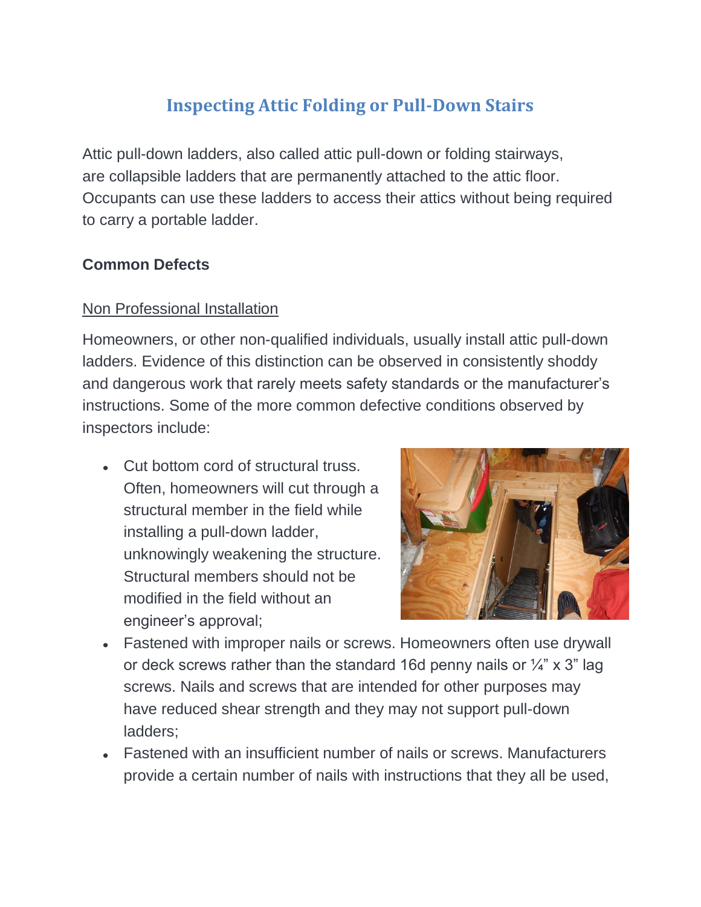# Inspecting Attic Folding or Pull-Down Stairs

Attic pull-down ladders, also called attic pull-down or folding stairways, are collapsible ladders that are permanently attached to the attic floor. Occupants can use these ladders to access their attics without being required to carry a portable ladder.

**Common Defects**

Non Professional Installation

Homeowners, or other non-qualified individuals, usually install attic pull-down ladders. Evidence of this distinction can be observed in consistently shoddy and dangerous work that rarely meets safety standards or the manufacturer's instructions. Some of the more common defective conditions observed by inspectors include:

- Cut bottom cord of structural truss. Often, homeowners will cut through a structural member in the field while installing a pull-down ladder, unknowingly weakening the structure. Structural members should not be modified in the field without an engineer's approval;
- Fastened with improper nails or screws. Homeowners often use drywall or deck screws rather than the standard 16d penny nails or ¼" x 3" lag screws. Nails and screws that are intended for other purposes may have reduced shear strength and they may not support pull-down ladders;
- Fastened with an insufficient number of nails or screws. Manufacturers provide a certain number of nails with instructions that they all be used,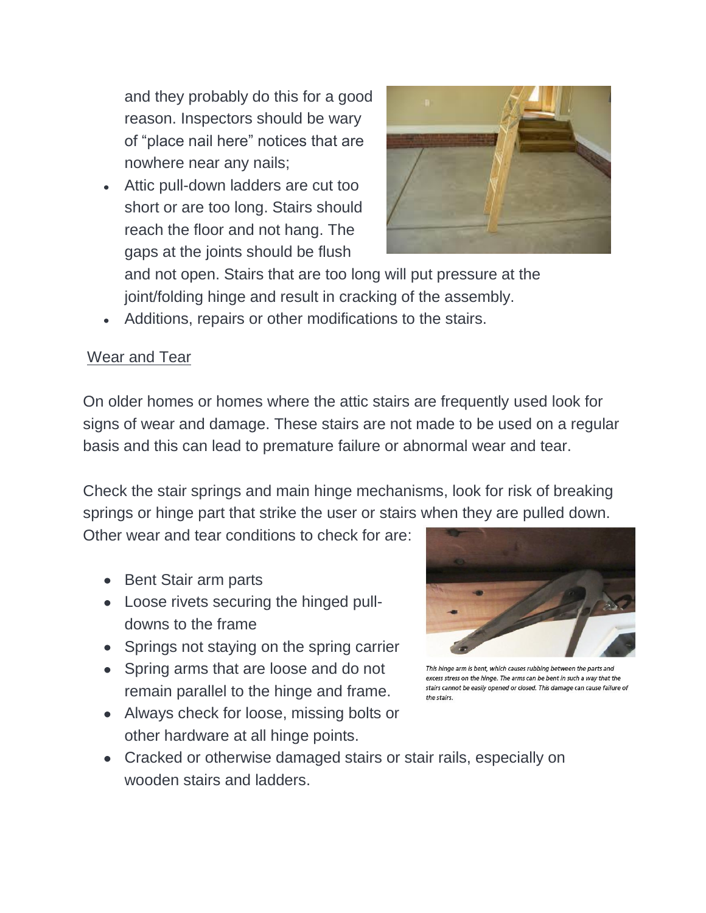and they probably do this for a good reason. Inspectors should be wary of "place nail here" notices that are nowhere near any nails;

- Attic pull-down ladders are cut too short or are too long. Stairs should reach the floor and not hang. The gaps at the joints should be flush and not open. Stairs that are too long will put pressure at the joint/folding hinge and result in cracking of the assembly.
- Additions, repairs or other modifications to the stairs.

## Wear and Tear

On older homes or homes where the attic stairs are frequently used look for signs of wear and damage. These stairs are not made to be used on a regular basis and this can lead to premature failure or abnormal wear and tear.

Check the stair springs and main hinge mechanisms, look for risk of breaking springs or hinge part that strike the user or stairs when they are pulled down. Other wear and tear conditions to check for are:

- Bent Stair arm parts
- Loose rivets securing the hinged pull-downs to the frame
- Springs not staying on the spring carrier
- Spring arms that are loose and do not remain parallel to the hinge and frame.
- Always check for loose, missing bolts or other hardware at all hinge points.
- Cracked or otherwise damaged stairs or stair rails, especially on wooden stairs and ladders.

*This hinge arm is bent, which causes rubbing between the parts and excess stress on the hinge. The arms can be bent in such a way that the stairs cannot be easily opened or closed. This damage can cause failure of the stairs.*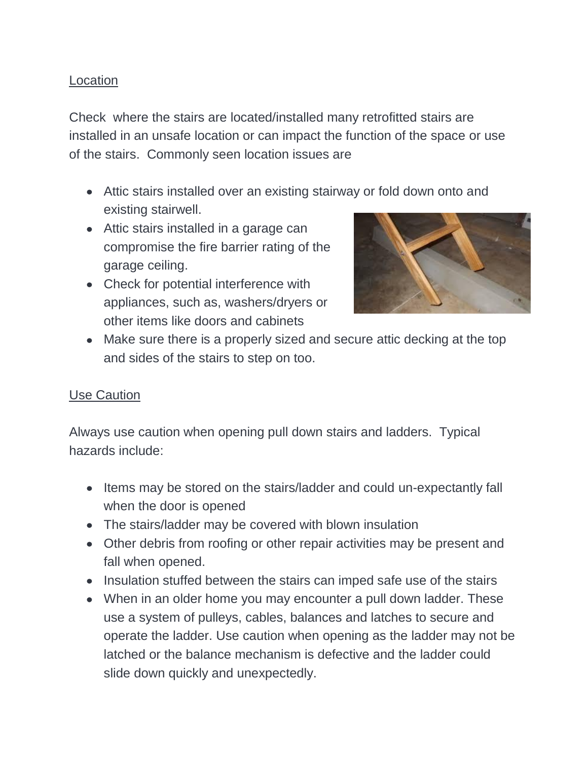Location

Check  where the stairs are located/installed many retrofitted stairs are installed in an unsafe location or can impact the function of the space or use of the stairs.  Commonly seen location issues are

- Attic stairs installed over an existing stairway or fold down onto and existing stairwell.
- Attic stairs installed in a garage can compromise the fire barrier rating of the garage ceiling.
- Check for potential interference with appliances, such as, washers/dryers or other items like doors and cabinets
- Make sure there is a properly sized and secure attic decking at the top and sides of the stairs to step on too.

Use Caution

Always use caution when opening pull down stairs and ladders.  Typical hazards include:

- Items may be stored on the stairs/ladder and could un-expectantly fall when the door is opened
- The stairs/ladder may be covered with blown insulation
- Other debris from roofing or other repair activities may be present and fall when opened.
- Insulation stuffed between the stairs can imped safe use of the stairs
- When in an older home you may encounter a pull down ladder. These use a system of pulleys, cables, balances and latches to secure and operate the ladder. Use caution when opening as the ladder may not be latched or the balance mechanism is defective and the ladder could slide down quickly and unexpectedly.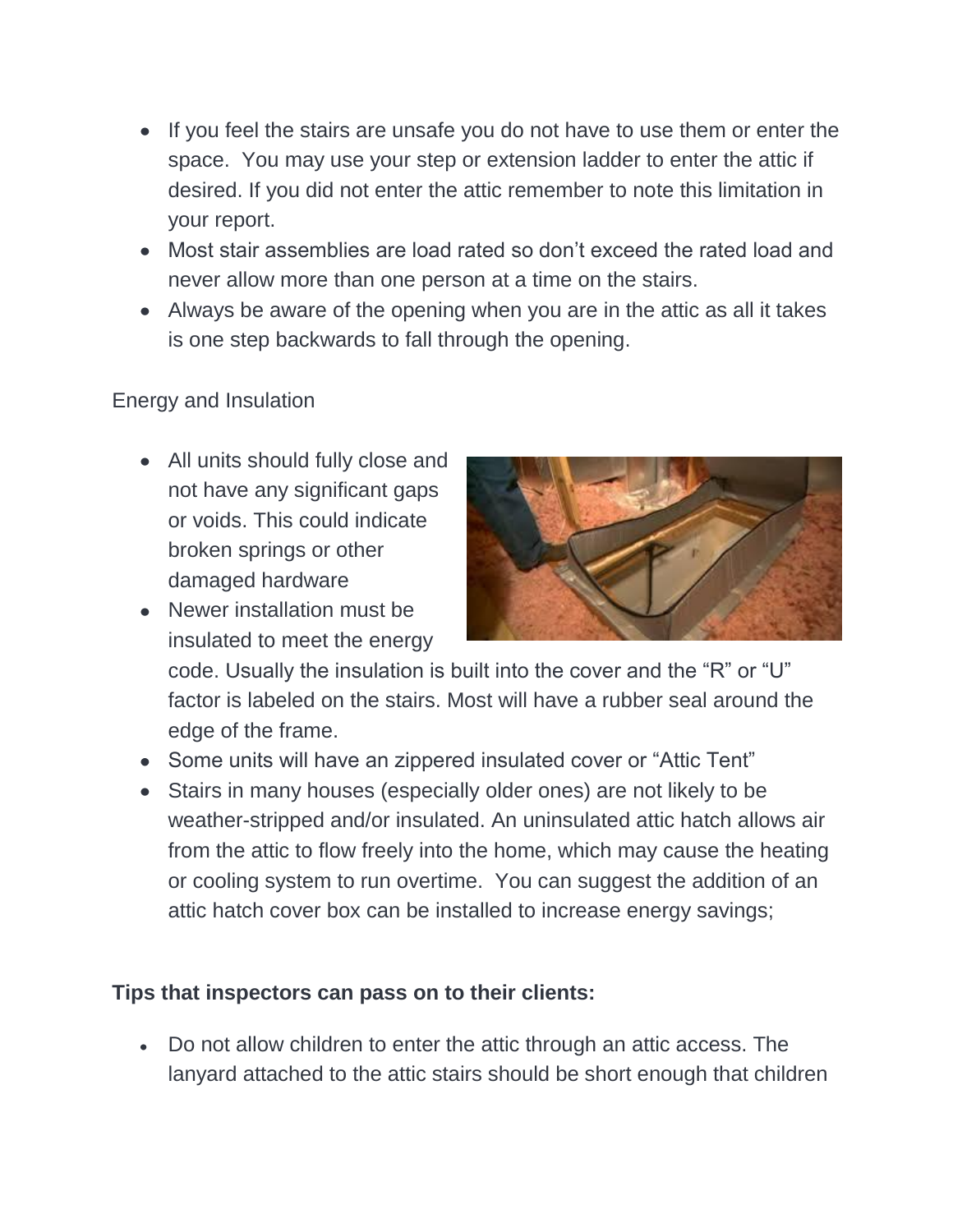- If you feel the stairs are unsafe you do not have to use them or enter the space. You may use your step or extension ladder to enter the attic if desired. If you did not enter the attic remember to note this limitation in your report.
- Most stair assemblies are load rated so don't exceed the rated load and never allow more than one person at a time on the stairs.
- Always be aware of the opening when you are in the attic as all it takes is one step backwards to fall through the opening.

Energy and Insulation

- All units should fully close and not have any significant gaps or voids. This could indicate broken springs or other damaged hardware
- Newer installation must be insulated to meet the energy code. Usually the insulation is built into the cover and the "R" or "U" factor is labeled on the stairs. Most will have a rubber seal around the edge of the frame.
- Some units will have an zippered insulated cover or "Attic Tent"
- Stairs in many houses (especially older ones) are not likely to be weather-stripped and/or insulated. An uninsulated attic hatch allows air from the attic to flow freely into the home, which may cause the heating or cooling system to run overtime. You can suggest the addition of an attic hatch cover box can be installed to increase energy savings;

**Tips that inspectors can pass on to their clients:**

- Do not allow children to enter the attic through an attic access. The lanyard attached to the attic stairs should be short enough that children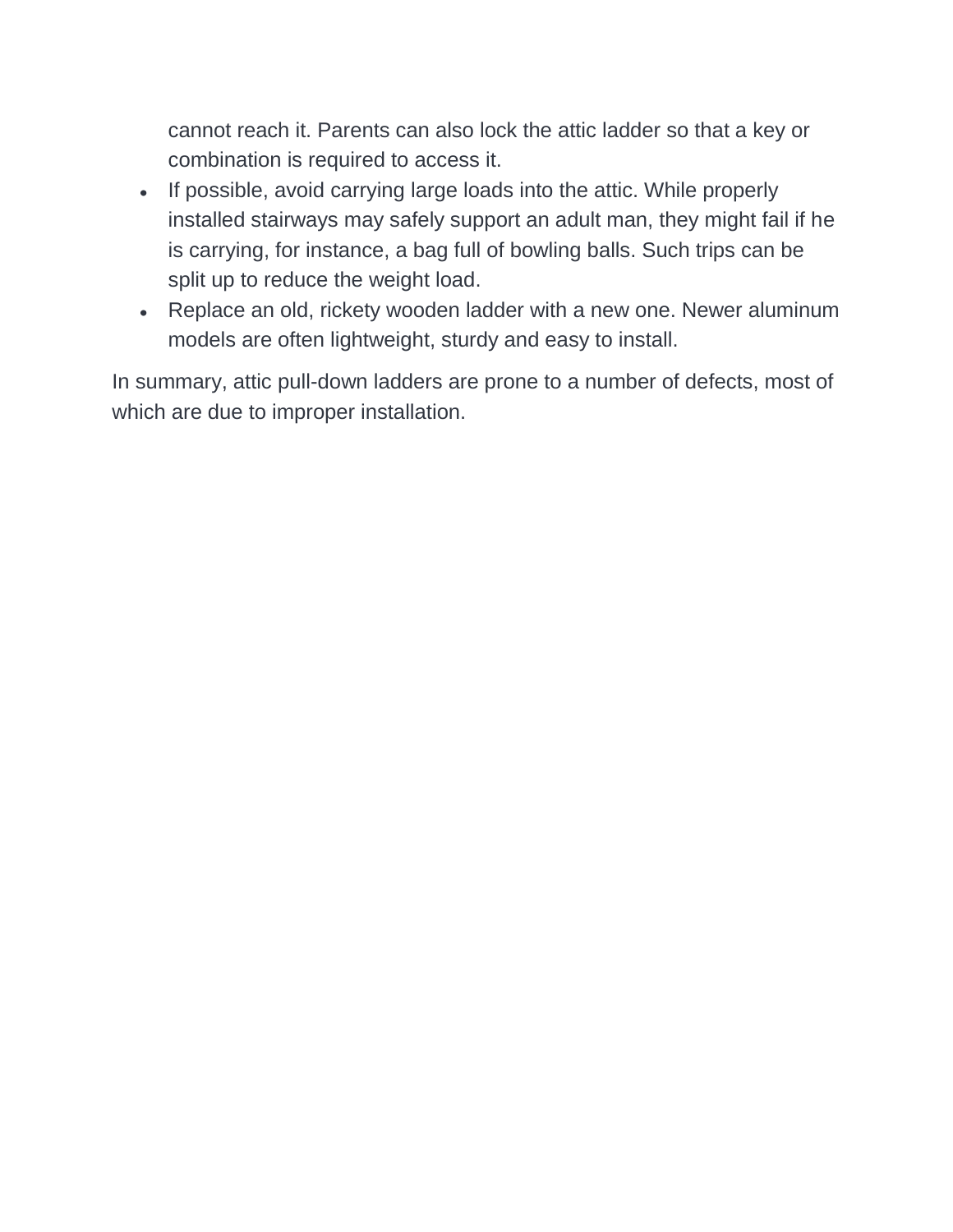cannot reach it. Parents can also lock the attic ladder so that a key or combination is required to access it.

- If possible, avoid carrying large loads into the attic. While properly installed stairways may safely support an adult man, they might fail if he is carrying, for instance, a bag full of bowling balls. Such trips can be split up to reduce the weight load.
- Replace an old, rickety wooden ladder with a new one. Newer aluminum models are often lightweight, sturdy and easy to install.

In summary, attic pull-down ladders are prone to a number of defects, most of which are due to improper installation.